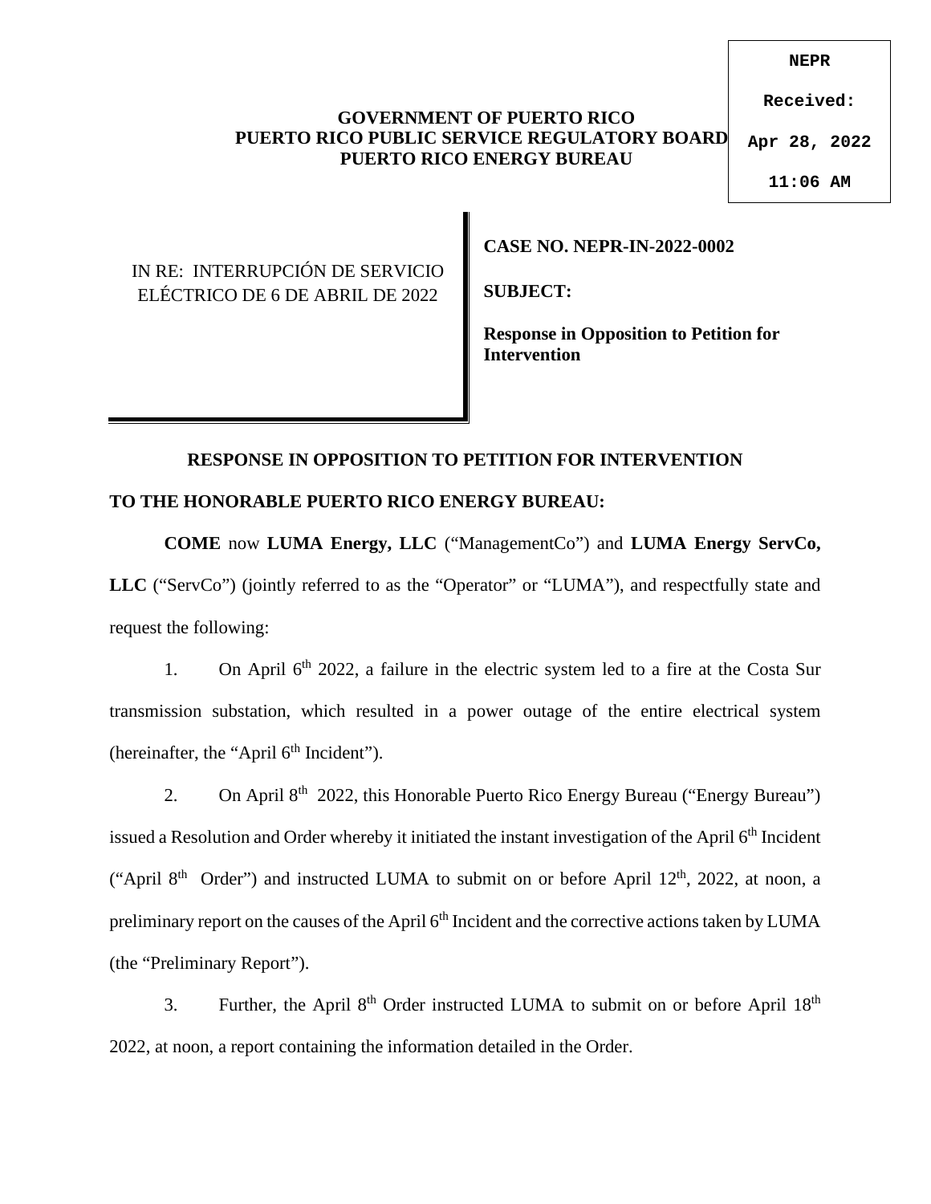NEPR

Received:

Apr 28, 2022

11:06 AM

**GOVERNMENT OF PUERTO RICO**
**PUERTO RICO PUBLIC SERVICE REGULATORY BOARD**
**PUERTO RICO ENERGY BUREAU**

| IN RE: INTERRUPCIÓN DE SERVICIO ELÉCTRICO DE 6 DE ABRIL DE 2022 | **CASE NO. NEPR-IN-2022-0002**<br><br>**SUBJECT:**<br><br>**Response in Opposition to Petition for Intervention** |
|---|---|

## RESPONSE IN OPPOSITION TO PETITION FOR INTERVENTION

**TO THE HONORABLE PUERTO RICO ENERGY BUREAU:**

**COME** now **LUMA Energy, LLC** ("ManagementCo") and **LUMA Energy ServCo, LLC** ("ServCo") (jointly referred to as the "Operator" or "LUMA"), and respectfully state and request the following:

1. On April 6th 2022, a failure in the electric system led to a fire at the Costa Sur transmission substation, which resulted in a power outage of the entire electrical system (hereinafter, the "April 6th Incident").

2. On April 8th 2022, this Honorable Puerto Rico Energy Bureau ("Energy Bureau") issued a Resolution and Order whereby it initiated the instant investigation of the April 6th Incident ("April 8th Order") and instructed LUMA to submit on or before April 12th, 2022, at noon, a preliminary report on the causes of the April 6th Incident and the corrective actions taken by LUMA (the "Preliminary Report").

3. Further, the April 8th Order instructed LUMA to submit on or before April 18th 2022, at noon, a report containing the information detailed in the Order.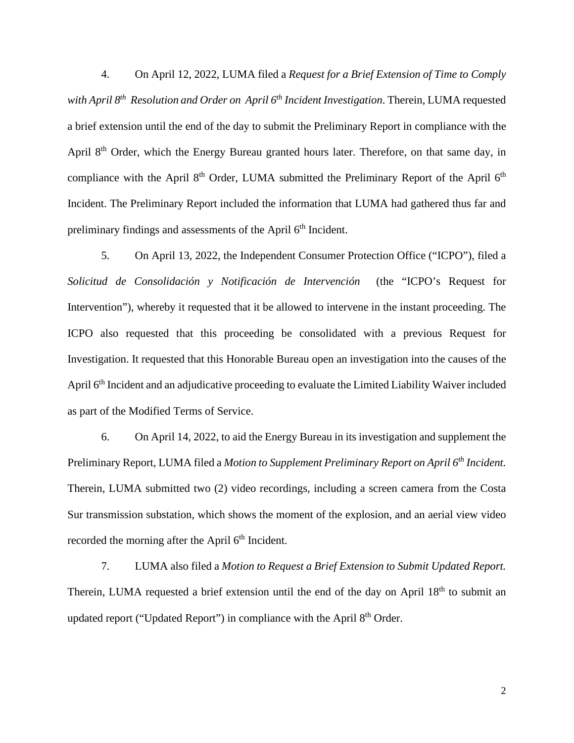4. On April 12, 2022, LUMA filed a *Request for a Brief Extension of Time to Comply with April 8th Resolution and Order on April 6th Incident Investigation*. Therein, LUMA requested a brief extension until the end of the day to submit the Preliminary Report in compliance with the April 8th Order, which the Energy Bureau granted hours later. Therefore, on that same day, in compliance with the April 8th Order, LUMA submitted the Preliminary Report of the April 6th Incident. The Preliminary Report included the information that LUMA had gathered thus far and preliminary findings and assessments of the April 6th Incident.

5. On April 13, 2022, the Independent Consumer Protection Office ("ICPO"), filed a *Solicitud de Consolidación y Notificación de Intervención* (the "ICPO's Request for Intervention"), whereby it requested that it be allowed to intervene in the instant proceeding. The ICPO also requested that this proceeding be consolidated with a previous Request for Investigation. It requested that this Honorable Bureau open an investigation into the causes of the April 6th Incident and an adjudicative proceeding to evaluate the Limited Liability Waiver included as part of the Modified Terms of Service.

6. On April 14, 2022, to aid the Energy Bureau in its investigation and supplement the Preliminary Report, LUMA filed a *Motion to Supplement Preliminary Report on April 6th Incident.* Therein, LUMA submitted two (2) video recordings, including a screen camera from the Costa Sur transmission substation, which shows the moment of the explosion, and an aerial view video recorded the morning after the April 6th Incident.

7. LUMA also filed a *Motion to Request a Brief Extension to Submit Updated Report.* Therein, LUMA requested a brief extension until the end of the day on April 18th to submit an updated report ("Updated Report") in compliance with the April 8th Order.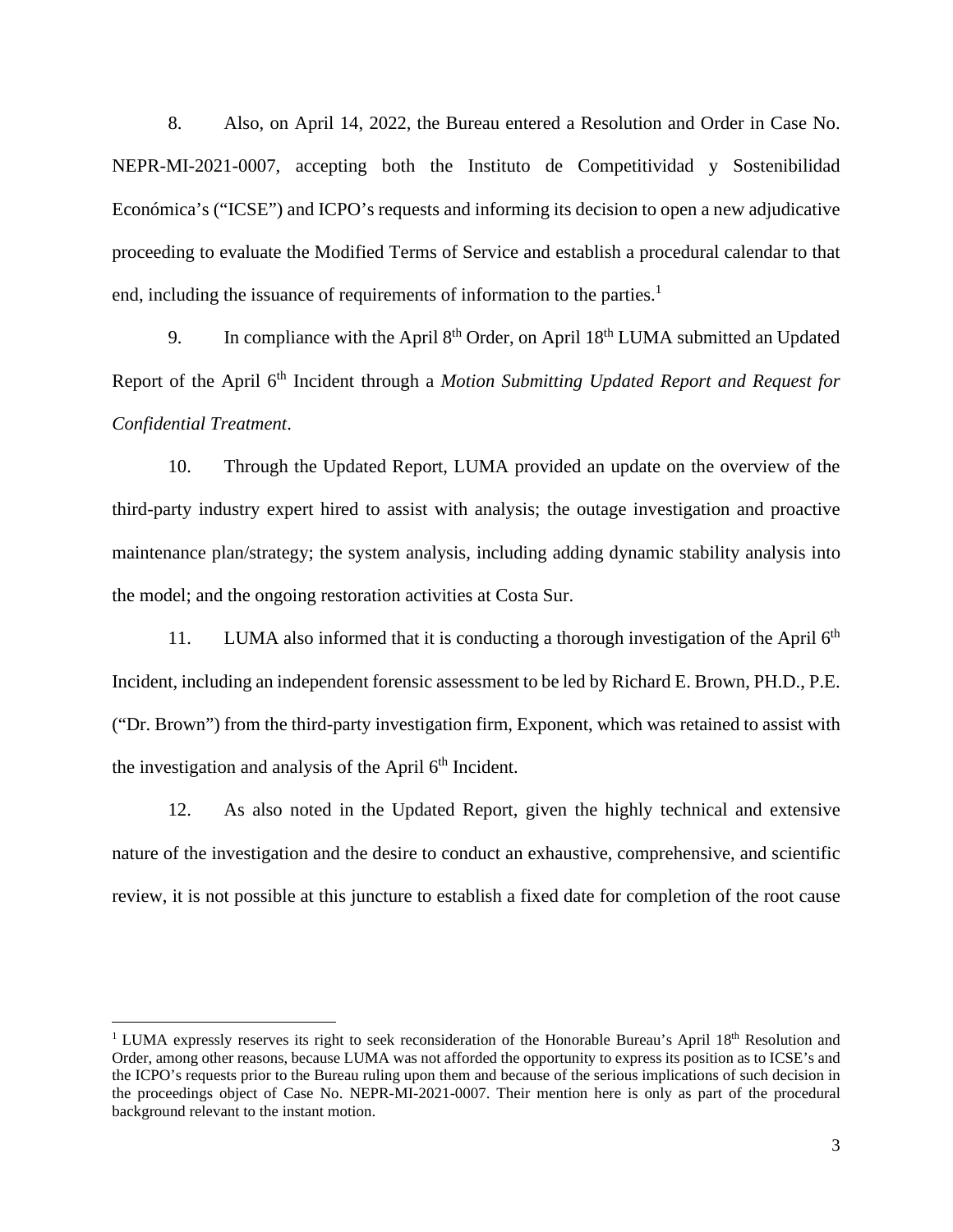8. Also, on April 14, 2022, the Bureau entered a Resolution and Order in Case No. NEPR-MI-2021-0007, accepting both the Instituto de Competitividad y Sostenibilidad Económica's ("ICSE") and ICPO's requests and informing its decision to open a new adjudicative proceeding to evaluate the Modified Terms of Service and establish a procedural calendar to that end, including the issuance of requirements of information to the parties.[1]

9. In compliance with the April 8th Order, on April 18th LUMA submitted an Updated Report of the April 6th Incident through a *Motion Submitting Updated Report and Request for Confidential Treatment*.

10. Through the Updated Report, LUMA provided an update on the overview of the third-party industry expert hired to assist with analysis; the outage investigation and proactive maintenance plan/strategy; the system analysis, including adding dynamic stability analysis into the model; and the ongoing restoration activities at Costa Sur.

11. LUMA also informed that it is conducting a thorough investigation of the April 6th Incident, including an independent forensic assessment to be led by Richard E. Brown, PH.D., P.E. ("Dr. Brown") from the third-party investigation firm, Exponent, which was retained to assist with the investigation and analysis of the April 6th Incident.

12. As also noted in the Updated Report, given the highly technical and extensive nature of the investigation and the desire to conduct an exhaustive, comprehensive, and scientific review, it is not possible at this juncture to establish a fixed date for completion of the root cause

---

[1] LUMA expressly reserves its right to seek reconsideration of the Honorable Bureau's April 18th Resolution and Order, among other reasons, because LUMA was not afforded the opportunity to express its position as to ICSE's and the ICPO's requests prior to the Bureau ruling upon them and because of the serious implications of such decision in the proceedings object of Case No. NEPR-MI-2021-0007. Their mention here is only as part of the procedural background relevant to the instant motion.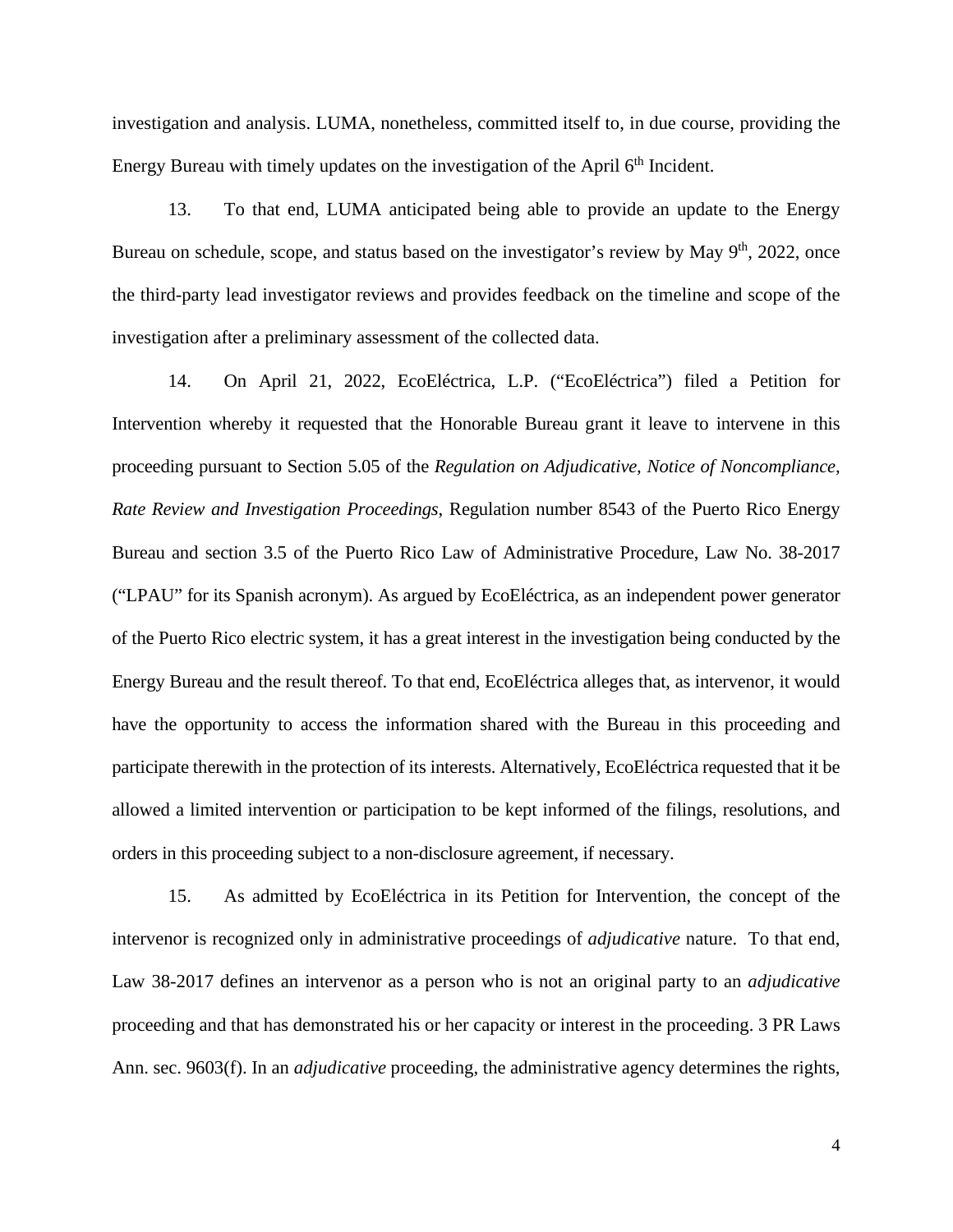investigation and analysis. LUMA, nonetheless, committed itself to, in due course, providing the Energy Bureau with timely updates on the investigation of the April 6th Incident.

13. To that end, LUMA anticipated being able to provide an update to the Energy Bureau on schedule, scope, and status based on the investigator's review by May 9th, 2022, once the third-party lead investigator reviews and provides feedback on the timeline and scope of the investigation after a preliminary assessment of the collected data.

14. On April 21, 2022, EcoEléctrica, L.P. ("EcoEléctrica") filed a Petition for Intervention whereby it requested that the Honorable Bureau grant it leave to intervene in this proceeding pursuant to Section 5.05 of the *Regulation on Adjudicative, Notice of Noncompliance, Rate Review and Investigation Proceedings*, Regulation number 8543 of the Puerto Rico Energy Bureau and section 3.5 of the Puerto Rico Law of Administrative Procedure, Law No. 38-2017 ("LPAU" for its Spanish acronym). As argued by EcoEléctrica, as an independent power generator of the Puerto Rico electric system, it has a great interest in the investigation being conducted by the Energy Bureau and the result thereof. To that end, EcoEléctrica alleges that, as intervenor, it would have the opportunity to access the information shared with the Bureau in this proceeding and participate therewith in the protection of its interests. Alternatively, EcoEléctrica requested that it be allowed a limited intervention or participation to be kept informed of the filings, resolutions, and orders in this proceeding subject to a non-disclosure agreement, if necessary.

15. As admitted by EcoEléctrica in its Petition for Intervention, the concept of the intervenor is recognized only in administrative proceedings of *adjudicative* nature. To that end, Law 38-2017 defines an intervenor as a person who is not an original party to an *adjudicative* proceeding and that has demonstrated his or her capacity or interest in the proceeding. 3 PR Laws Ann. sec. 9603(f). In an *adjudicative* proceeding, the administrative agency determines the rights,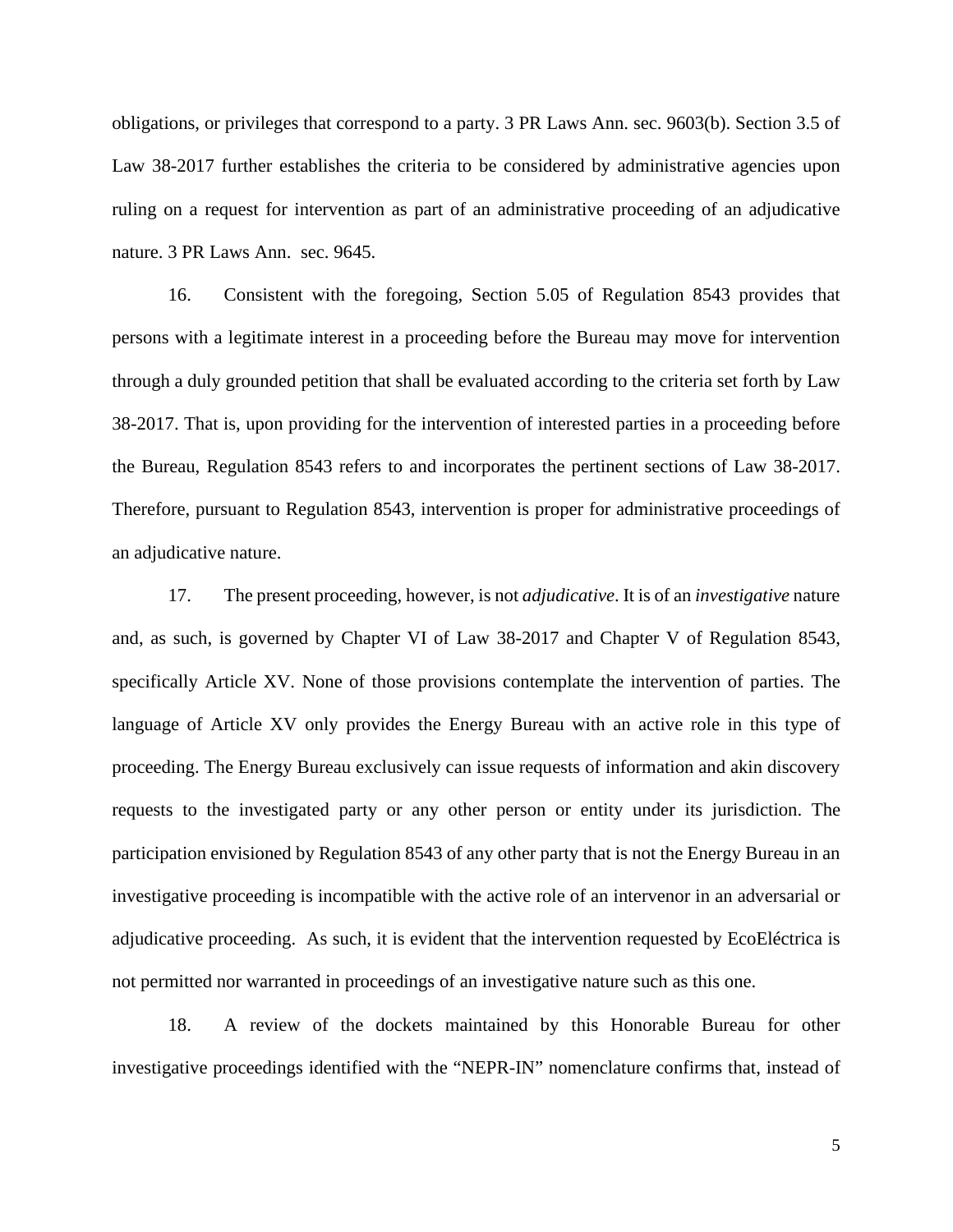obligations, or privileges that correspond to a party. 3 PR Laws Ann. sec. 9603(b). Section 3.5 of Law 38-2017 further establishes the criteria to be considered by administrative agencies upon ruling on a request for intervention as part of an administrative proceeding of an adjudicative nature. 3 PR Laws Ann. sec. 9645.

16. Consistent with the foregoing, Section 5.05 of Regulation 8543 provides that persons with a legitimate interest in a proceeding before the Bureau may move for intervention through a duly grounded petition that shall be evaluated according to the criteria set forth by Law 38-2017. That is, upon providing for the intervention of interested parties in a proceeding before the Bureau, Regulation 8543 refers to and incorporates the pertinent sections of Law 38-2017. Therefore, pursuant to Regulation 8543, intervention is proper for administrative proceedings of an adjudicative nature.

17. The present proceeding, however, is not *adjudicative*. It is of an *investigative* nature and, as such, is governed by Chapter VI of Law 38-2017 and Chapter V of Regulation 8543, specifically Article XV. None of those provisions contemplate the intervention of parties. The language of Article XV only provides the Energy Bureau with an active role in this type of proceeding. The Energy Bureau exclusively can issue requests of information and akin discovery requests to the investigated party or any other person or entity under its jurisdiction. The participation envisioned by Regulation 8543 of any other party that is not the Energy Bureau in an investigative proceeding is incompatible with the active role of an intervenor in an adversarial or adjudicative proceeding. As such, it is evident that the intervention requested by EcoEléctrica is not permitted nor warranted in proceedings of an investigative nature such as this one.

18. A review of the dockets maintained by this Honorable Bureau for other investigative proceedings identified with the "NEPR-IN" nomenclature confirms that, instead of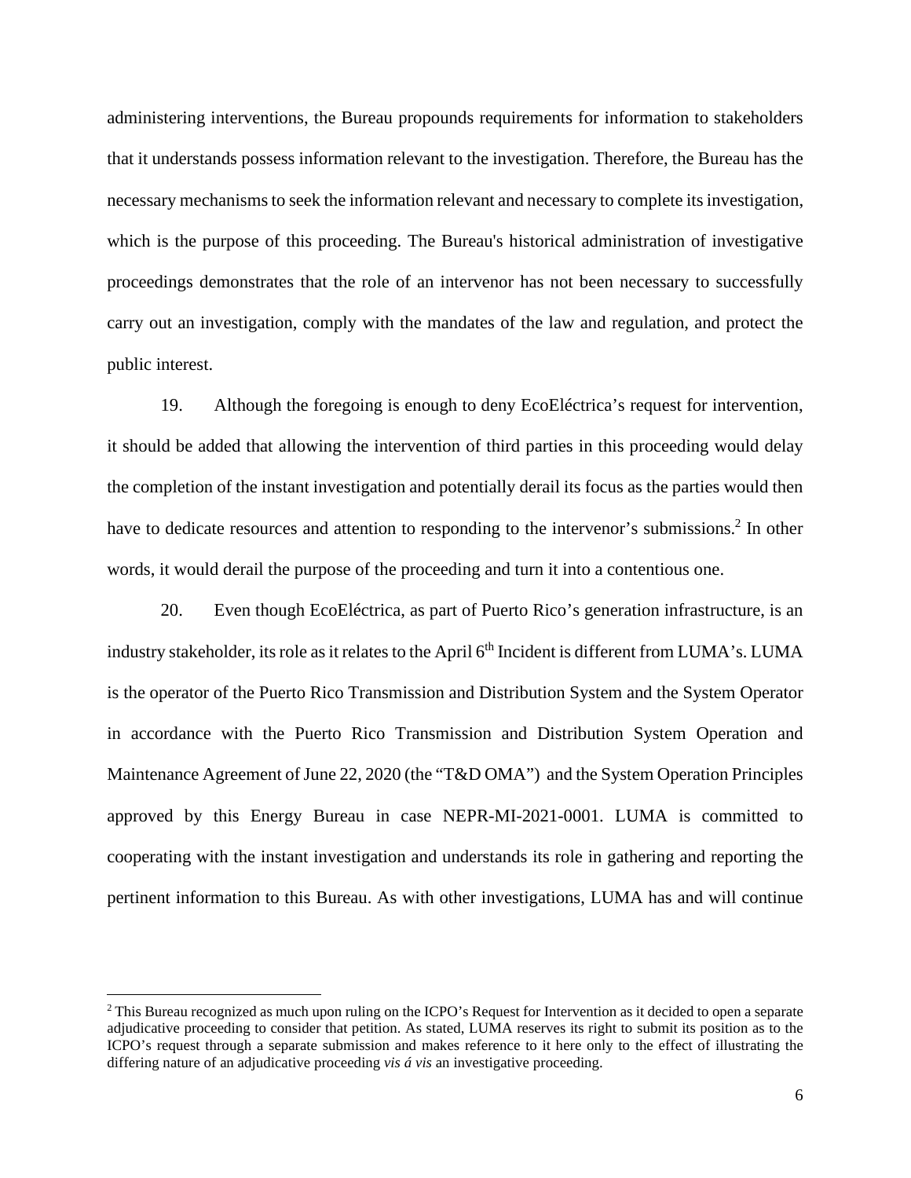administering interventions, the Bureau propounds requirements for information to stakeholders that it understands possess information relevant to the investigation. Therefore, the Bureau has the necessary mechanisms to seek the information relevant and necessary to complete its investigation, which is the purpose of this proceeding. The Bureau's historical administration of investigative proceedings demonstrates that the role of an intervenor has not been necessary to successfully carry out an investigation, comply with the mandates of the law and regulation, and protect the public interest.

19. Although the foregoing is enough to deny EcoEléctrica's request for intervention, it should be added that allowing the intervention of third parties in this proceeding would delay the completion of the instant investigation and potentially derail its focus as the parties would then have to dedicate resources and attention to responding to the intervenor's submissions.[2] In other words, it would derail the purpose of the proceeding and turn it into a contentious one.

20. Even though EcoEléctrica, as part of Puerto Rico's generation infrastructure, is an industry stakeholder, its role as it relates to the April 6th Incident is different from LUMA's. LUMA is the operator of the Puerto Rico Transmission and Distribution System and the System Operator in accordance with the Puerto Rico Transmission and Distribution System Operation and Maintenance Agreement of June 22, 2020 (the "T&D OMA") and the System Operation Principles approved by this Energy Bureau in case NEPR-MI-2021-0001. LUMA is committed to cooperating with the instant investigation and understands its role in gathering and reporting the pertinent information to this Bureau. As with other investigations, LUMA has and will continue

[2] This Bureau recognized as much upon ruling on the ICPO's Request for Intervention as it decided to open a separate adjudicative proceeding to consider that petition. As stated, LUMA reserves its right to submit its position as to the ICPO's request through a separate submission and makes reference to it here only to the effect of illustrating the differing nature of an adjudicative proceeding *vis á vis* an investigative proceeding.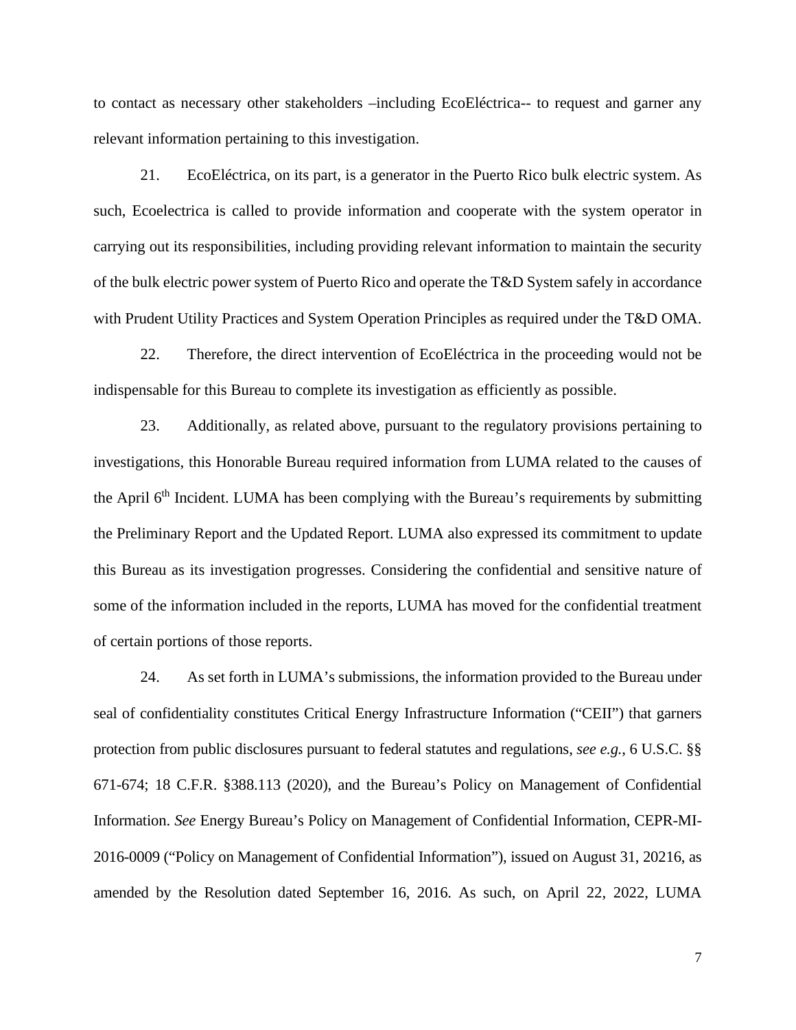to contact as necessary other stakeholders –including EcoEléctrica-- to request and garner any relevant information pertaining to this investigation.

21. EcoEléctrica, on its part, is a generator in the Puerto Rico bulk electric system. As such, Ecoelectrica is called to provide information and cooperate with the system operator in carrying out its responsibilities, including providing relevant information to maintain the security of the bulk electric power system of Puerto Rico and operate the T&D System safely in accordance with Prudent Utility Practices and System Operation Principles as required under the T&D OMA.

22. Therefore, the direct intervention of EcoEléctrica in the proceeding would not be indispensable for this Bureau to complete its investigation as efficiently as possible.

23. Additionally, as related above, pursuant to the regulatory provisions pertaining to investigations, this Honorable Bureau required information from LUMA related to the causes of the April 6th Incident. LUMA has been complying with the Bureau's requirements by submitting the Preliminary Report and the Updated Report. LUMA also expressed its commitment to update this Bureau as its investigation progresses. Considering the confidential and sensitive nature of some of the information included in the reports, LUMA has moved for the confidential treatment of certain portions of those reports.

24. As set forth in LUMA's submissions, the information provided to the Bureau under seal of confidentiality constitutes Critical Energy Infrastructure Information ("CEII") that garners protection from public disclosures pursuant to federal statutes and regulations, *see e.g.*, 6 U.S.C. §§ 671-674; 18 C.F.R. §388.113 (2020), and the Bureau's Policy on Management of Confidential Information. *See* Energy Bureau's Policy on Management of Confidential Information, CEPR-MI-2016-0009 ("Policy on Management of Confidential Information"), issued on August 31, 20216, as amended by the Resolution dated September 16, 2016. As such, on April 22, 2022, LUMA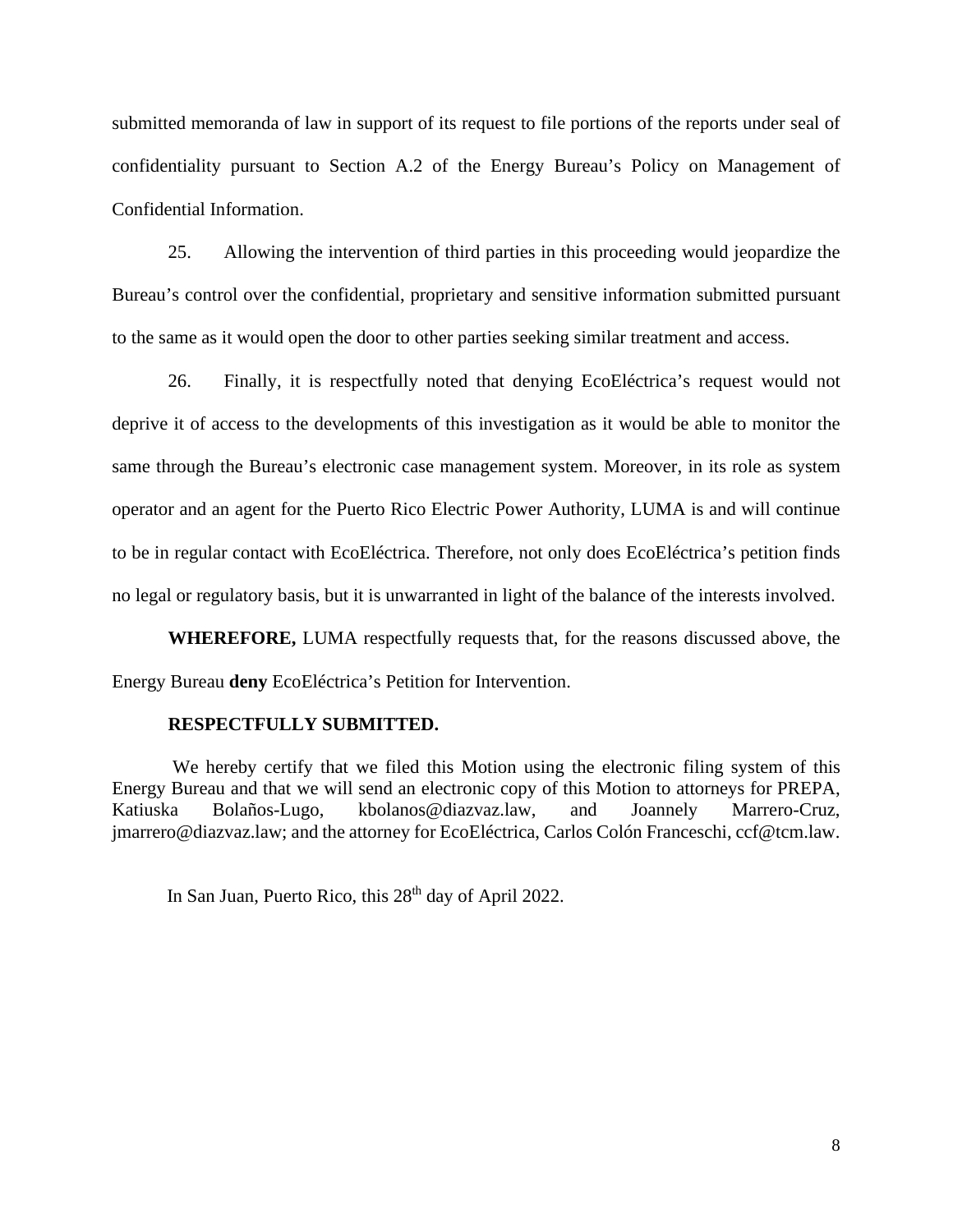submitted memoranda of law in support of its request to file portions of the reports under seal of confidentiality pursuant to Section A.2 of the Energy Bureau's Policy on Management of Confidential Information.

25. Allowing the intervention of third parties in this proceeding would jeopardize the Bureau's control over the confidential, proprietary and sensitive information submitted pursuant to the same as it would open the door to other parties seeking similar treatment and access.

26. Finally, it is respectfully noted that denying EcoEléctrica's request would not deprive it of access to the developments of this investigation as it would be able to monitor the same through the Bureau's electronic case management system. Moreover, in its role as system operator and an agent for the Puerto Rico Electric Power Authority, LUMA is and will continue to be in regular contact with EcoEléctrica. Therefore, not only does EcoEléctrica's petition finds no legal or regulatory basis, but it is unwarranted in light of the balance of the interests involved.

**WHEREFORE,** LUMA respectfully requests that, for the reasons discussed above, the Energy Bureau **deny** EcoEléctrica's Petition for Intervention.

**RESPECTFULLY SUBMITTED.**

We hereby certify that we filed this Motion using the electronic filing system of this Energy Bureau and that we will send an electronic copy of this Motion to attorneys for PREPA, Katiuska Bolaños-Lugo, kbolanos@diazvaz.law, and Joannely Marrero-Cruz, jmarrero@diazvaz.law; and the attorney for EcoEléctrica, Carlos Colón Franceschi, ccf@tcm.law.

In San Juan, Puerto Rico, this 28th day of April 2022.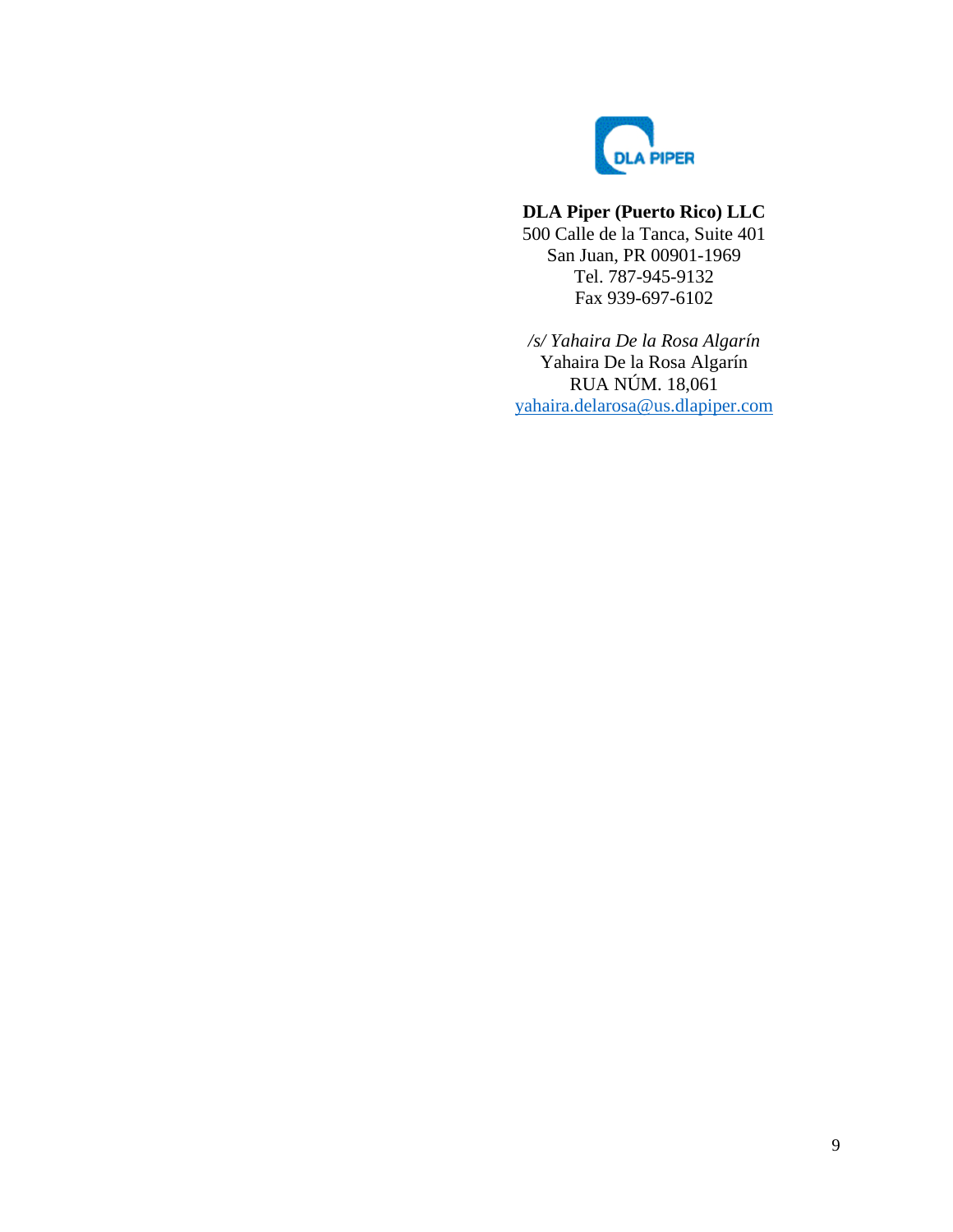DLA PIPER

**DLA Piper (Puerto Rico) LLC**
500 Calle de la Tanca, Suite 401
San Juan, PR 00901-1969
Tel. 787-945-9132
Fax 939-697-6102

*/s/ Yahaira De la Rosa Algarín*
Yahaira De la Rosa Algarín
RUA NÚM. 18,061
yahaira.delarosa@us.dlapiper.com